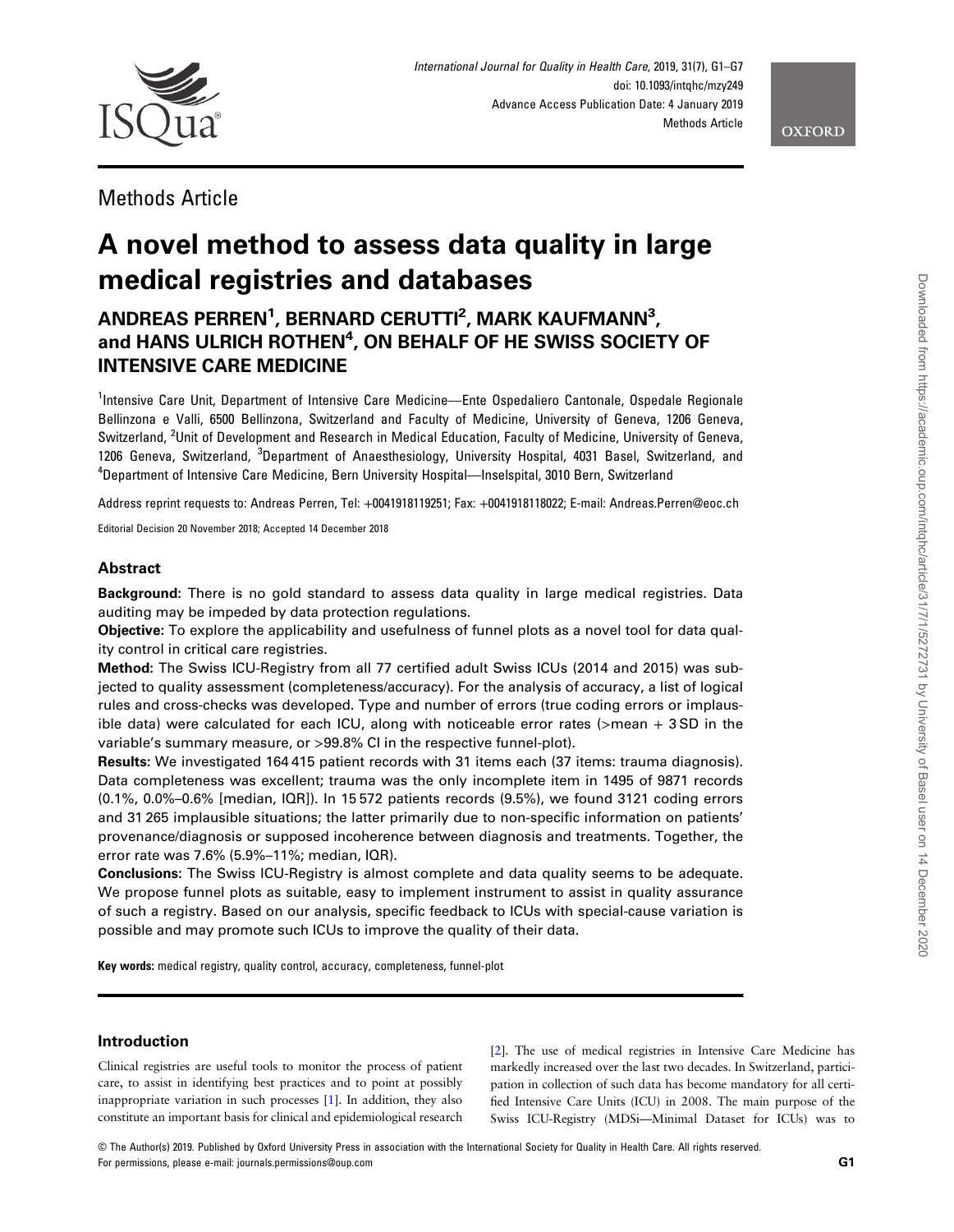Methods Article

# A novel method to assess data quality in large medical registries and databases

**ANDREAS PERREN[1], BERNARD CERUTTI[2], MARK KAUFMANN[3], and HANS ULRICH ROTHEN[4], ON BEHALF OF HE SWISS SOCIETY OF INTENSIVE CARE MEDICINE**

[1]Intensive Care Unit, Department of Intensive Care Medicine—Ente Ospedaliero Cantonale, Ospedale Regionale Bellinzona e Valli, 6500 Bellinzona, Switzerland and Faculty of Medicine, University of Geneva, 1206 Geneva, Switzerland, [2]Unit of Development and Research in Medical Education, Faculty of Medicine, University of Geneva, 1206 Geneva, Switzerland, [3]Department of Anaesthesiology, University Hospital, 4031 Basel, Switzerland, and [4]Department of Intensive Care Medicine, Bern University Hospital—Inselspital, 3010 Bern, Switzerland

Address reprint requests to: Andreas Perren, Tel: +0041918119251; Fax: +0041918118022; E-mail: Andreas.Perren@eoc.ch

Editorial Decision 20 November 2018; Accepted 14 December 2018

## Abstract

**Background:** There is no gold standard to assess data quality in large medical registries. Data auditing may be impeded by data protection regulations.

**Objective:** To explore the applicability and usefulness of funnel plots as a novel tool for data quality control in critical care registries.

**Method:** The Swiss ICU-Registry from all 77 certified adult Swiss ICUs (2014 and 2015) was subjected to quality assessment (completeness/accuracy). For the analysis of accuracy, a list of logical rules and cross-checks was developed. Type and number of errors (true coding errors or implausible data) were calculated for each ICU, along with noticeable error rates (>mean + 3 SD in the variable's summary measure, or >99.8% CI in the respective funnel-plot).

**Results:** We investigated 164 415 patient records with 31 items each (37 items: trauma diagnosis). Data completeness was excellent; trauma was the only incomplete item in 1495 of 9871 records (0.1%, 0.0%–0.6% [median, IQR]). In 15 572 patients records (9.5%), we found 3121 coding errors and 31 265 implausible situations; the latter primarily due to non-specific information on patients' provenance/diagnosis or supposed incoherence between diagnosis and treatments. Together, the error rate was 7.6% (5.9%–11%; median, IQR).

**Conclusions:** The Swiss ICU-Registry is almost complete and data quality seems to be adequate. We propose funnel plots as suitable, easy to implement instrument to assist in quality assurance of such a registry. Based on our analysis, specific feedback to ICUs with special-cause variation is possible and may promote such ICUs to improve the quality of their data.

**Key words:** medical registry, quality control, accuracy, completeness, funnel-plot

## Introduction

Clinical registries are useful tools to monitor the process of patient care, to assist in identifying best practices and to point at possibly inappropriate variation in such processes [1]. In addition, they also constitute an important basis for clinical and epidemiological research [2]. The use of medical registries in Intensive Care Medicine has markedly increased over the last two decades. In Switzerland, participation in collection of such data has become mandatory for all certified Intensive Care Units (ICU) in 2008. The main purpose of the Swiss ICU-Registry (MDSi—Minimal Dataset for ICUs) was to

© The Author(s) 2019. Published by Oxford University Press in association with the International Society for Quality in Health Care. All rights reserved. For permissions, please e-mail: journals.permissions@oup.com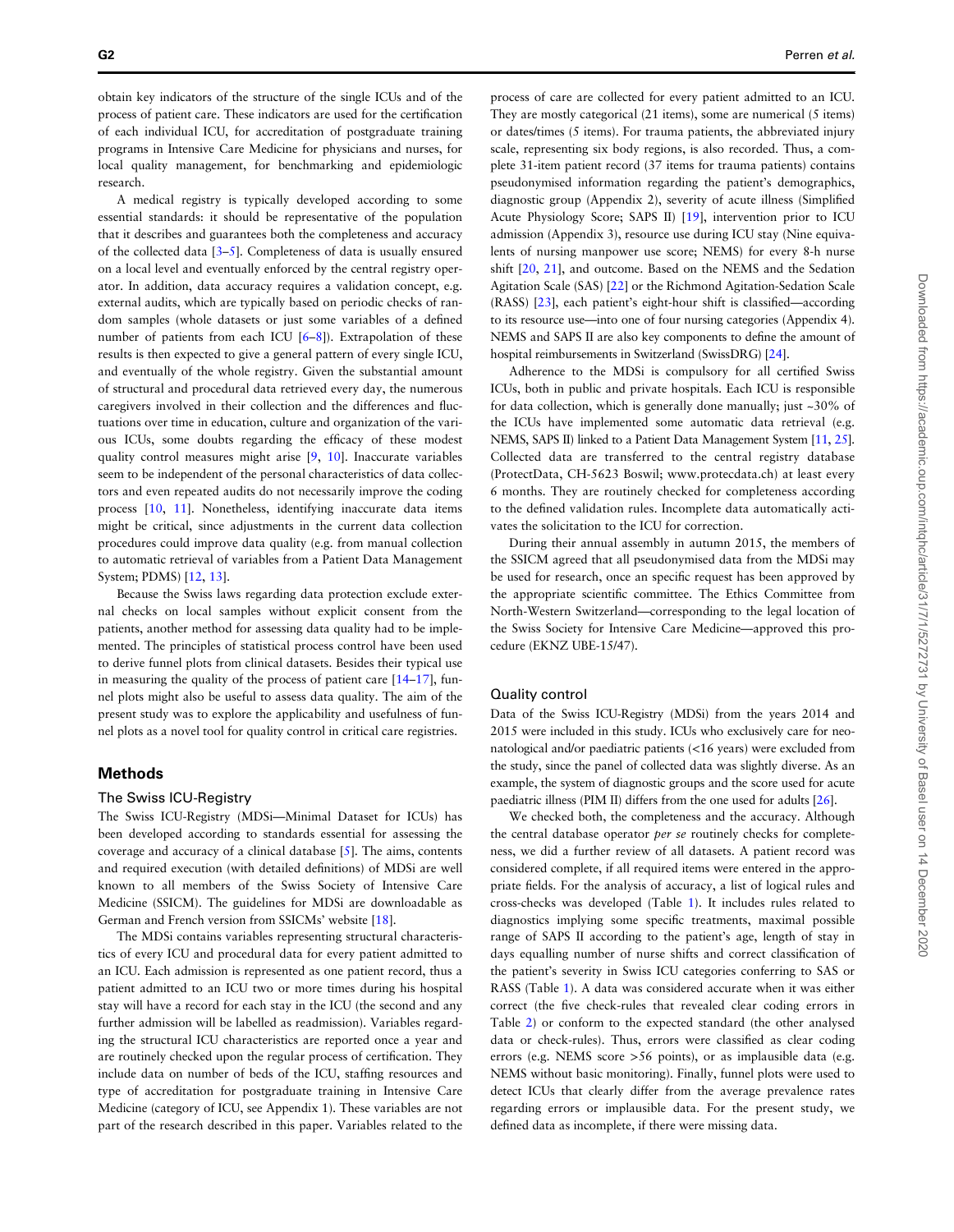obtain key indicators of the structure of the single ICUs and of the process of patient care. These indicators are used for the certification of each individual ICU, for accreditation of postgraduate training programs in Intensive Care Medicine for physicians and nurses, for local quality management, for benchmarking and epidemiologic research.

A medical registry is typically developed according to some essential standards: it should be representative of the population that it describes and guarantees both the completeness and accuracy of the collected data [3–5]. Completeness of data is usually ensured on a local level and eventually enforced by the central registry operator. In addition, data accuracy requires a validation concept, e.g. external audits, which are typically based on periodic checks of random samples (whole datasets or just some variables of a defined number of patients from each ICU [6–8]). Extrapolation of these results is then expected to give a general pattern of every single ICU, and eventually of the whole registry. Given the substantial amount of structural and procedural data retrieved every day, the numerous caregivers involved in their collection and the differences and fluctuations over time in education, culture and organization of the various ICUs, some doubts regarding the efficacy of these modest quality control measures might arise [9, 10]. Inaccurate variables seem to be independent of the personal characteristics of data collectors and even repeated audits do not necessarily improve the coding process [10, 11]. Nonetheless, identifying inaccurate data items might be critical, since adjustments in the current data collection procedures could improve data quality (e.g. from manual collection to automatic retrieval of variables from a Patient Data Management System; PDMS) [12, 13].

Because the Swiss laws regarding data protection exclude external checks on local samples without explicit consent from the patients, another method for assessing data quality had to be implemented. The principles of statistical process control have been used to derive funnel plots from clinical datasets. Besides their typical use in measuring the quality of the process of patient care [14–17], funnel plots might also be useful to assess data quality. The aim of the present study was to explore the applicability and usefulness of funnel plots as a novel tool for quality control in critical care registries.

## Methods

### The Swiss ICU-Registry

The Swiss ICU-Registry (MDSi—Minimal Dataset for ICUs) has been developed according to standards essential for assessing the coverage and accuracy of a clinical database [5]. The aims, contents and required execution (with detailed definitions) of MDSi are well known to all members of the Swiss Society of Intensive Care Medicine (SSICM). The guidelines for MDSi are downloadable as German and French version from SSICMs' website [18].

The MDSi contains variables representing structural characteristics of every ICU and procedural data for every patient admitted to an ICU. Each admission is represented as one patient record, thus a patient admitted to an ICU two or more times during his hospital stay will have a record for each stay in the ICU (the second and any further admission will be labelled as readmission). Variables regarding the structural ICU characteristics are reported once a year and are routinely checked upon the regular process of certification. They include data on number of beds of the ICU, staffing resources and type of accreditation for postgraduate training in Intensive Care Medicine (category of ICU, see Appendix 1). These variables are not part of the research described in this paper. Variables related to the process of care are collected for every patient admitted to an ICU. They are mostly categorical (21 items), some are numerical (5 items) or dates/times (5 items). For trauma patients, the abbreviated injury scale, representing six body regions, is also recorded. Thus, a complete 31-item patient record (37 items for trauma patients) contains pseudonymised information regarding the patient's demographics, diagnostic group (Appendix 2), severity of acute illness (Simplified Acute Physiology Score; SAPS II) [19], intervention prior to ICU admission (Appendix 3), resource use during ICU stay (Nine equivalents of nursing manpower use score; NEMS) for every 8-h nurse shift [20, 21], and outcome. Based on the NEMS and the Sedation Agitation Scale (SAS) [22] or the Richmond Agitation-Sedation Scale (RASS) [23], each patient's eight-hour shift is classified—according to its resource use—into one of four nursing categories (Appendix 4). NEMS and SAPS II are also key components to define the amount of hospital reimbursements in Switzerland (SwissDRG) [24].

Adherence to the MDSi is compulsory for all certified Swiss ICUs, both in public and private hospitals. Each ICU is responsible for data collection, which is generally done manually; just ~30% of the ICUs have implemented some automatic data retrieval (e.g. NEMS, SAPS II) linked to a Patient Data Management System [11, 25]. Collected data are transferred to the central registry database (ProtectData, CH-5623 Boswil; www.protecdata.ch) at least every 6 months. They are routinely checked for completeness according to the defined validation rules. Incomplete data automatically activates the solicitation to the ICU for correction.

During their annual assembly in autumn 2015, the members of the SSICM agreed that all pseudonymised data from the MDSi may be used for research, once an specific request has been approved by the appropriate scientific committee. The Ethics Committee from North-Western Switzerland—corresponding to the legal location of the Swiss Society for Intensive Care Medicine—approved this procedure (EKNZ UBE-15/47).

### Quality control

Data of the Swiss ICU-Registry (MDSi) from the years 2014 and 2015 were included in this study. ICUs who exclusively care for neonatological and/or paediatric patients (<16 years) were excluded from the study, since the panel of collected data was slightly diverse. As an example, the system of diagnostic groups and the score used for acute paediatric illness (PIM II) differs from the one used for adults [26].

We checked both, the completeness and the accuracy. Although the central database operator *per se* routinely checks for completeness, we did a further review of all datasets. A patient record was considered complete, if all required items were entered in the appropriate fields. For the analysis of accuracy, a list of logical rules and cross-checks was developed (Table 1). It includes rules related to diagnostics implying some specific treatments, maximal possible range of SAPS II according to the patient's age, length of stay in days equalling number of nurse shifts and correct classification of the patient's severity in Swiss ICU categories conferring to SAS or RASS (Table 1). A data was considered accurate when it was either correct (the five check-rules that revealed clear coding errors in Table 2) or conform to the expected standard (the other analysed data or check-rules). Thus, errors were classified as clear coding errors (e.g. NEMS score >56 points), or as implausible data (e.g. NEMS without basic monitoring). Finally, funnel plots were used to detect ICUs that clearly differ from the average prevalence rates regarding errors or implausible data. For the present study, we defined data as incomplete, if there were missing data.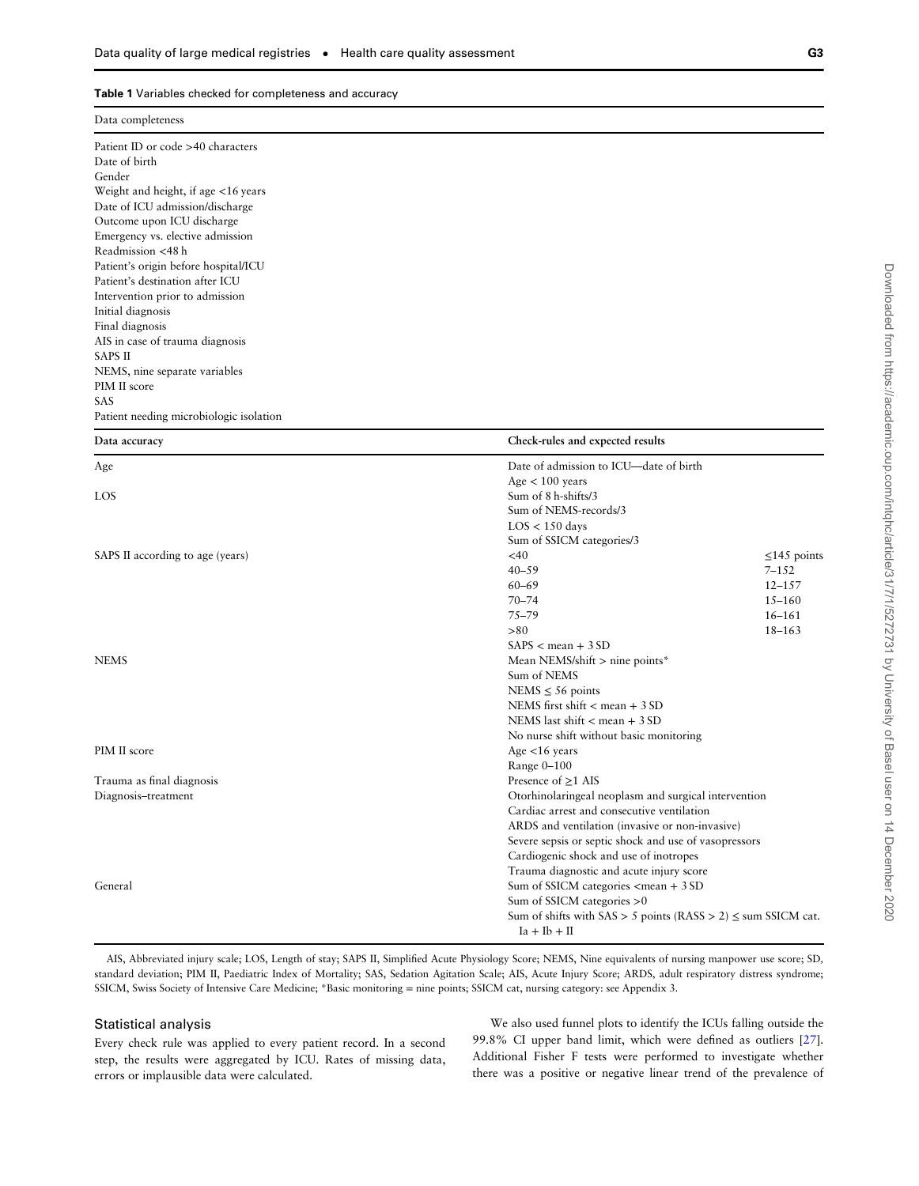**Table 1** Variables checked for completeness and accuracy

| Data completeness | | |
|---|---|---|
| Patient ID or code >40 characters | | |
| Date of birth | | |
| Gender | | |
| Weight and height, if age <16 years | | |
| Date of ICU admission/discharge | | |
| Outcome upon ICU discharge | | |
| Emergency vs. elective admission | | |
| Readmission <48 h | | |
| Patient's origin before hospital/ICU | | |
| Patient's destination after ICU | | |
| Intervention prior to admission | | |
| Initial diagnosis | | |
| Final diagnosis | | |
| AIS in case of trauma diagnosis | | |
| SAPS II | | |
| NEMS, nine separate variables | | |
| PIM II score | | |
| SAS | | |
| Patient needing microbiologic isolation | | |
| **Data accuracy** | **Check-rules and expected results** | |
| Age | Date of admission to ICU—date of birth | |
| | Age < 100 years | |
| LOS | Sum of 8 h-shifts/3 | |
| | Sum of NEMS-records/3 | |
| | LOS < 150 days | |
| | Sum of SSICM categories/3 | |
| SAPS II according to age (years) | <40 | ≤145 points |
| | 40–59 | 7–152 |
| | 60–69 | 12–157 |
| | 70–74 | 15–160 |
| | 75–79 | 16–161 |
| | >80 | 18–163 |
| | SAPS < mean + 3 SD | |
| NEMS | Mean NEMS/shift > nine points* | |
| | Sum of NEMS | |
| | NEMS ≤ 56 points | |
| | NEMS first shift < mean + 3 SD | |
| | NEMS last shift < mean + 3 SD | |
| | No nurse shift without basic monitoring | |
| PIM II score | Age <16 years | |
| | Range 0–100 | |
| Trauma as final diagnosis | Presence of ≥1 AIS | |
| Diagnosis–treatment | Otorhinolaringeal neoplasm and surgical intervention | |
| | Cardiac arrest and consecutive ventilation | |
| | ARDS and ventilation (invasive or non-invasive) | |
| | Severe sepsis or septic shock and use of vasopressors | |
| | Cardiogenic shock and use of inotropes | |
| | Trauma diagnostic and acute injury score | |
| General | Sum of SSICM categories <mean + 3 SD | |
| | Sum of SSICM categories >0 | |
| | Sum of shifts with SAS > 5 points (RASS > 2) ≤ sum SSICM cat. Ia + Ib + II | |

AIS, Abbreviated injury scale; LOS, Length of stay; SAPS II, Simplified Acute Physiology Score; NEMS, Nine equivalents of nursing manpower use score; SD, standard deviation; PIM II, Paediatric Index of Mortality; SAS, Sedation Agitation Scale; AIS, Acute Injury Score; ARDS, adult respiratory distress syndrome; SSICM, Swiss Society of Intensive Care Medicine; *Basic monitoring = nine points; SSICM cat, nursing category: see Appendix 3.

## Statistical analysis

Every check rule was applied to every patient record. In a second step, the results were aggregated by ICU. Rates of missing data, errors or implausible data were calculated.

We also used funnel plots to identify the ICUs falling outside the 99.8% CI upper band limit, which were defined as outliers [27]. Additional Fisher F tests were performed to investigate whether there was a positive or negative linear trend of the prevalence of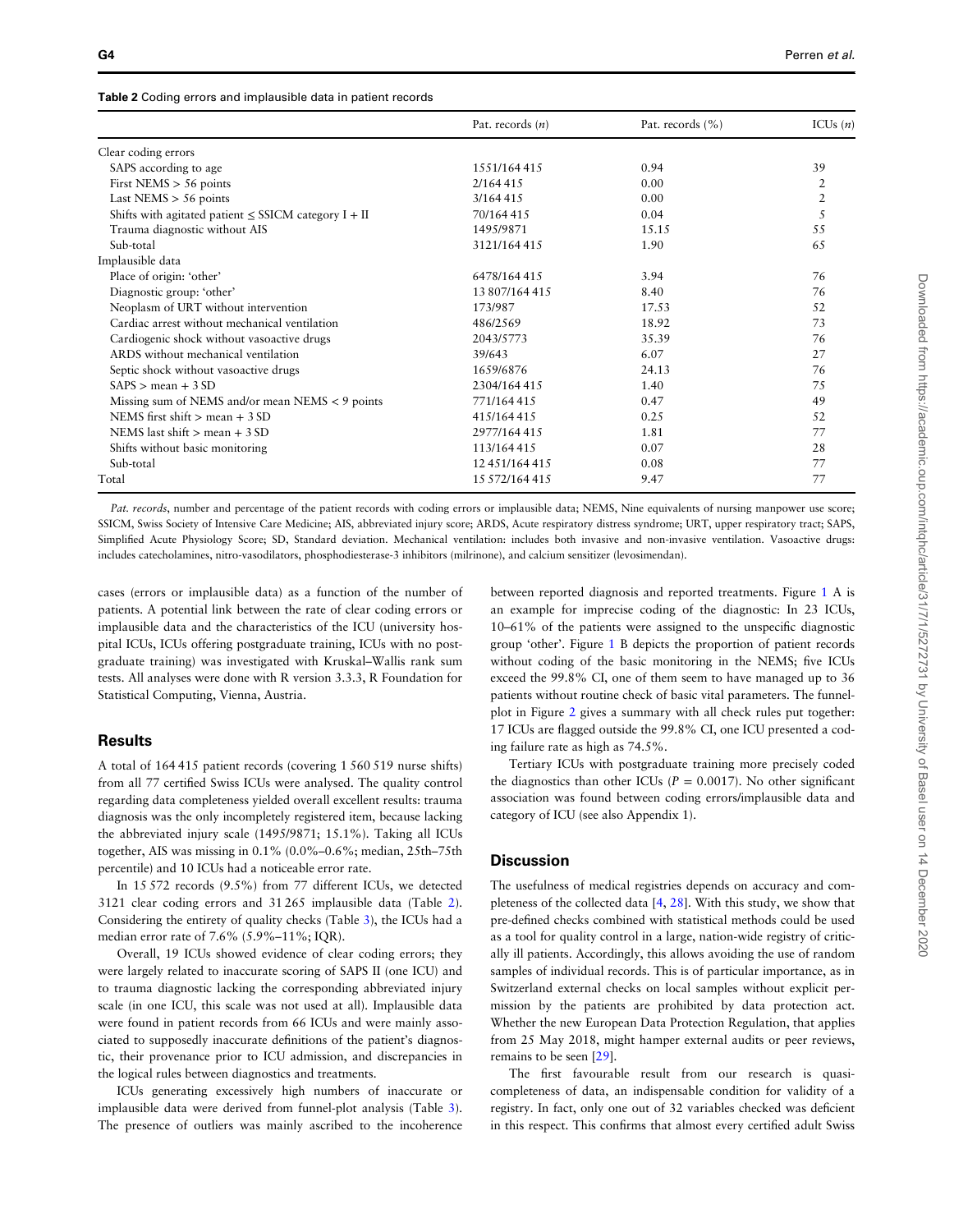**Table 2** Coding errors and implausible data in patient records

| | Pat. records (*n*) | Pat. records (%) | ICUs (*n*) |
|---|---|---|---|
| Clear coding errors | | | |
| SAPS according to age | 1551/164 415 | 0.94 | 39 |
| First NEMS > 56 points | 2/164 415 | 0.00 | 2 |
| Last NEMS > 56 points | 3/164 415 | 0.00 | 2 |
| Shifts with agitated patient ≤ SSICM category I + II | 70/164 415 | 0.04 | 5 |
| Trauma diagnostic without AIS | 1495/9871 | 15.15 | 55 |
| Sub-total | 3121/164 415 | 1.90 | 65 |
| Implausible data | | | |
| Place of origin: 'other' | 6478/164 415 | 3.94 | 76 |
| Diagnostic group: 'other' | 13 807/164 415 | 8.40 | 76 |
| Neoplasm of URT without intervention | 173/987 | 17.53 | 52 |
| Cardiac arrest without mechanical ventilation | 486/2569 | 18.92 | 73 |
| Cardiogenic shock without vasoactive drugs | 2043/5773 | 35.39 | 76 |
| ARDS without mechanical ventilation | 39/643 | 6.07 | 27 |
| Septic shock without vasoactive drugs | 1659/6876 | 24.13 | 76 |
| SAPS > mean + 3 SD | 2304/164 415 | 1.40 | 75 |
| Missing sum of NEMS and/or mean NEMS < 9 points | 771/164 415 | 0.47 | 49 |
| NEMS first shift > mean + 3 SD | 415/164 415 | 0.25 | 52 |
| NEMS last shift > mean + 3 SD | 2977/164 415 | 1.81 | 77 |
| Shifts without basic monitoring | 113/164 415 | 0.07 | 28 |
| Sub-total | 12 451/164 415 | 0.08 | 77 |
| Total | 15 572/164 415 | 9.47 | 77 |

*Pat. records*, number and percentage of the patient records with coding errors or implausible data; NEMS, Nine equivalents of nursing manpower use score; SSICM, Swiss Society of Intensive Care Medicine; AIS, abbreviated injury score; ARDS, Acute respiratory distress syndrome; URT, upper respiratory tract; SAPS, Simplified Acute Physiology Score; SD, Standard deviation. Mechanical ventilation: includes both invasive and non-invasive ventilation. Vasoactive drugs: includes catecholamines, nitro-vasodilators, phosphodiesterase-3 inhibitors (milrinone), and calcium sensitizer (levosimendan).

cases (errors or implausible data) as a function of the number of patients. A potential link between the rate of clear coding errors or implausible data and the characteristics of the ICU (university hospital ICUs, ICUs offering postgraduate training, ICUs with no postgraduate training) was investigated with Kruskal–Wallis rank sum tests. All analyses were done with R version 3.3.3, R Foundation for Statistical Computing, Vienna, Austria.

## Results

A total of 164 415 patient records (covering 1 560 519 nurse shifts) from all 77 certified Swiss ICUs were analysed. The quality control regarding data completeness yielded overall excellent results: trauma diagnosis was the only incompletely registered item, because lacking the abbreviated injury scale (1495/9871; 15.1%). Taking all ICUs together, AIS was missing in 0.1% (0.0%–0.6%; median, 25th–75th percentile) and 10 ICUs had a noticeable error rate.

In 15 572 records (9.5%) from 77 different ICUs, we detected 3121 clear coding errors and 31 265 implausible data (Table 2). Considering the entirety of quality checks (Table 3), the ICUs had a median error rate of 7.6% (5.9%–11%; IQR).

Overall, 19 ICUs showed evidence of clear coding errors; they were largely related to inaccurate scoring of SAPS II (one ICU) and to trauma diagnostic lacking the corresponding abbreviated injury scale (in one ICU, this scale was not used at all). Implausible data were found in patient records from 66 ICUs and were mainly associated to supposedly inaccurate definitions of the patient's diagnostic, their provenance prior to ICU admission, and discrepancies in the logical rules between diagnostics and treatments.

ICUs generating excessively high numbers of inaccurate or implausible data were derived from funnel-plot analysis (Table 3). The presence of outliers was mainly ascribed to the incoherence between reported diagnosis and reported treatments. Figure 1 A is an example for imprecise coding of the diagnostic: In 23 ICUs, 10–61% of the patients were assigned to the unspecific diagnostic group 'other'. Figure 1 B depicts the proportion of patient records without coding of the basic monitoring in the NEMS; five ICUs exceed the 99.8% CI, one of them seem to have managed up to 36 patients without routine check of basic vital parameters. The funnel-plot in Figure 2 gives a summary with all check rules put together: 17 ICUs are flagged outside the 99.8% CI, one ICU presented a coding failure rate as high as 74.5%.

Tertiary ICUs with postgraduate training more precisely coded the diagnostics than other ICUs ($P = 0.0017$). No other significant association was found between coding errors/implausible data and category of ICU (see also Appendix 1).

## Discussion

The usefulness of medical registries depends on accuracy and completeness of the collected data [4, 28]. With this study, we show that pre-defined checks combined with statistical methods could be used as a tool for quality control in a large, nation-wide registry of critically ill patients. Accordingly, this allows avoiding the use of random samples of individual records. This is of particular importance, as in Switzerland external checks on local samples without explicit permission by the patients are prohibited by data protection act. Whether the new European Data Protection Regulation, that applies from 25 May 2018, might hamper external audits or peer reviews, remains to be seen [29].

The first favourable result from our research is quasi-completeness of data, an indispensable condition for validity of a registry. In fact, only one out of 32 variables checked was deficient in this respect. This confirms that almost every certified adult Swiss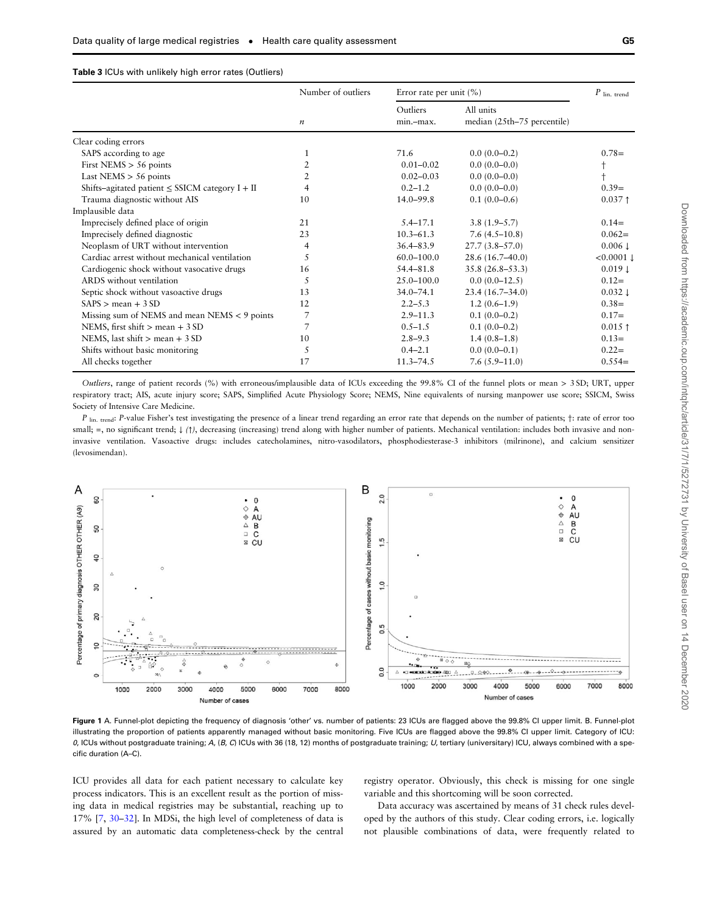**Table 3** ICUs with unlikely high error rates (Outliers)

| | Number of outliers | Error rate per unit (%) | | $P_{\text{lin. trend}}$ |
|---|---|---|---|---|
| | $n$ | Outliers min.–max. | All units median (25th–75 percentile) | |
| Clear coding errors | | | | |
| SAPS according to age | 1 | 71.6 | 0.0 (0.0–0.2) | 0.78= |
| First NEMS > 56 points | 2 | 0.01–0.02 | 0.0 (0.0–0.0) | † |
| Last NEMS > 56 points | 2 | 0.02–0.03 | 0.0 (0.0–0.0) | † |
| Shifts–agitated patient ≤ SSICM category I + II | 4 | 0.2–1.2 | 0.0 (0.0–0.0) | 0.39= |
| Trauma diagnostic without AIS | 10 | 14.0–99.8 | 0.1 (0.0–0.6) | 0.037 ↑ |
| Implausible data | | | | |
| Imprecisely defined place of origin | 21 | 5.4–17.1 | 3.8 (1.9–5.7) | 0.14= |
| Imprecisely defined diagnostic | 23 | 10.3–61.3 | 7.6 (4.5–10.8) | 0.062= |
| Neoplasm of URT without intervention | 4 | 36.4–83.9 | 27.7 (3.8–57.0) | 0.006 ↓ |
| Cardiac arrest without mechanical ventilation | 5 | 60.0–100.0 | 28.6 (16.7–40.0) | <0.0001 ↓ |
| Cardiogenic shock without vasocative drugs | 16 | 54.4–81.8 | 35.8 (26.8–53.3) | 0.019 ↓ |
| ARDS without ventilation | 5 | 25.0–100.0 | 0.0 (0.0–12.5) | 0.12= |
| Septic shock without vasoactive drugs | 13 | 34.0–74.1 | 23.4 (16.7–34.0) | 0.032 ↓ |
| SAPS > mean + 3 SD | 12 | 2.2–5.3 | 1.2 (0.6–1.9) | 0.38= |
| Missing sum of NEMS and mean NEMS < 9 points | 7 | 2.9–11.3 | 0.1 (0.0–0.2) | 0.17= |
| NEMS, first shift > mean + 3 SD | 7 | 0.5–1.5 | 0.1 (0.0–0.2) | 0.015 ↑ |
| NEMS, last shift > mean + 3 SD | 10 | 2.8–9.3 | 1.4 (0.8–1.8) | 0.13= |
| Shifts without basic monitoring | 5 | 0.4–2.1 | 0.0 (0.0–0.1) | 0.22= |
| All checks together | 17 | 11.3–74.5 | 7.6 (5.9–11.0) | 0.554= |

*Outliers*, range of patient records (%) with erroneous/implausible data of ICUs exceeding the 99.8% CI of the funnel plots or mean > 3 SD; URT, upper respiratory tract; AIS, acute injury score; SAPS, Simplified Acute Physiology Score; NEMS, Nine equivalents of nursing manpower use score; SSICM, Swiss Society of Intensive Care Medicine.

$P_{\text{lin. trend}}$: *P*-value Fisher's test investigating the presence of a linear trend regarding an error rate that depends on the number of patients; †: rate of error too small; =, no significant trend; ↓ (↑), decreasing (increasing) trend along with higher number of patients. Mechanical ventilation: includes both invasive and non-invasive ventilation. Vasoactive drugs: includes catecholamines, nitro-vasodilators, phosphodiesterase-3 inhibitors (milrinone), and calcium sensitizer (levosimendan).

**Figure 1** A. Funnel-plot depicting the frequency of diagnosis 'other' vs. number of patients: 23 ICUs are flagged above the 99.8% CI upper limit. B. Funnel-plot illustrating the proportion of patients apparently managed without basic monitoring. Five ICUs are flagged above the 99.8% CI upper limit. Category of ICU: *0*, ICUs without postgraduate training; *A*, (*B*, *C*) ICUs with 36 (18, 12) months of postgraduate training; *U*, tertiary (universitary) ICU, always combined with a specific duration (A–C).

ICU provides all data for each patient necessary to calculate key process indicators. This is an excellent result as the portion of missing data in medical registries may be substantial, reaching up to 17% [7, 30–32]. In MDSi, the high level of completeness of data is assured by an automatic data completeness-check by the central registry operator. Obviously, this check is missing for one single variable and this shortcoming will be soon corrected.

Data accuracy was ascertained by means of 31 check rules developed by the authors of this study. Clear coding errors, i.e. logically not plausible combinations of data, were frequently related to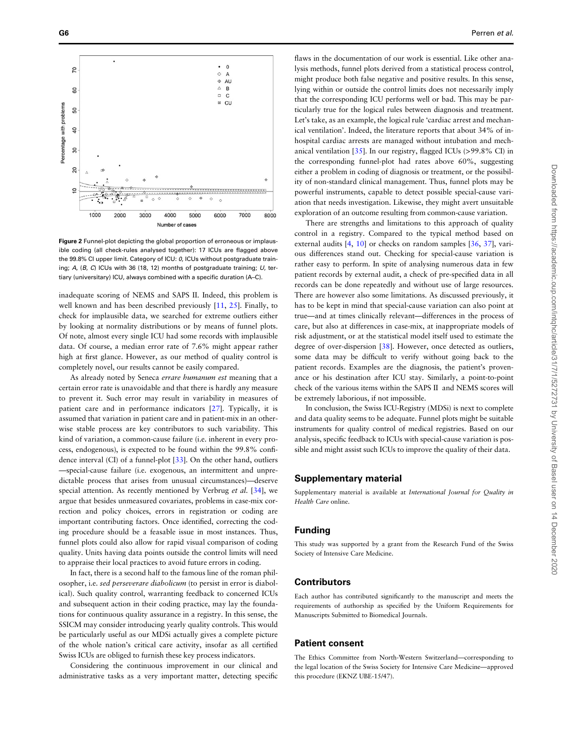0
A
AU
B
C
CU

Percentage with problems

10
20
30
40
50
60
70

1000
2000
3000
4000
5000
6000
7000
8000

Number of cases

**Figure 2** Funnel-plot depicting the global proportion of erroneous or implausible coding (all check-rules analysed together): 17 ICUs are flagged above the 99.8% CI upper limit. Category of ICU: *0,* ICUs without postgraduate training; *A,* (*B, C*) ICUs with 36 (18, 12) months of postgraduate training; *U,* tertiary (universitary) ICU, always combined with a specific duration (A–C).

inadequate scoring of NEMS and SAPS II. Indeed, this problem is well known and has been described previously [11, 25]. Finally, to check for implausible data, we searched for extreme outliers either by looking at normality distributions or by means of funnel plots. Of note, almost every single ICU had some records with implausible data. Of course, a median error rate of 7.6% might appear rather high at first glance. However, as our method of quality control is completely novel, our results cannot be easily compared.

As already noted by Seneca *errare humanum est* meaning that a certain error rate is unavoidable and that there is hardly any measure to prevent it. Such error may result in variability in measures of patient care and in performance indicators [27]. Typically, it is assumed that variation in patient care and in patient-mix in an otherwise stable process are key contributors to such variability. This kind of variation, a common-cause failure (i.e. inherent in every process, endogenous), is expected to be found within the 99.8% confidence interval (CI) of a funnel-plot [33]. On the other hand, outliers —special-cause failure (i.e. exogenous, an intermittent and unpredictable process that arises from unusual circumstances)—deserve special attention. As recently mentioned by Verbrug *et al.* [34], we argue that besides unmeasured covariates, problems in case-mix correction and policy choices, errors in registration or coding are important contributing factors. Once identified, correcting the coding procedure should be a feasable issue in most instances. Thus, funnel plots could also allow for rapid visual comparison of coding quality. Units having data points outside the control limits will need to appraise their local practices to avoid future errors in coding.

In fact, there is a second half to the famous line of the roman philosopher, i.e. *sed perseverare diabolicum* (to persist in error is diabolical). Such quality control, warranting feedback to concerned ICUs and subsequent action in their coding practice, may lay the foundations for continuous quality assurance in a registry. In this sense, the SSICM may consider introducing yearly quality controls. This would be particularly useful as our MDSi actually gives a complete picture of the whole nation's critical care activity, insofar as all certified Swiss ICUs are obliged to furnish these key process indicators.

Considering the continuous improvement in our clinical and administrative tasks as a very important matter, detecting specific flaws in the documentation of our work is essential. Like other analysis methods, funnel plots derived from a statistical process control, might produce both false negative and positive results. In this sense, lying within or outside the control limits does not necessarily imply that the corresponding ICU performs well or bad. This may be particularly true for the logical rules between diagnosis and treatment. Let's take, as an example, the logical rule 'cardiac arrest and mechanical ventilation'. Indeed, the literature reports that about 34% of in-hospital cardiac arrests are managed without intubation and mechanical ventilation [35]. In our registry, flagged ICUs (>99.8% CI) in the corresponding funnel-plot had rates above 60%, suggesting either a problem in coding of diagnosis or treatment, or the possibility of non-standard clinical management. Thus, funnel plots may be powerful instruments, capable to detect possible special-cause variation that needs investigation. Likewise, they might avert unsuitable exploration of an outcome resulting from common-cause variation.

There are strengths and limitations to this approach of quality control in a registry. Compared to the typical method based on external audits [4, 10] or checks on random samples [36, 37], various differences stand out. Checking for special-cause variation is rather easy to perform. In spite of analysing numerous data in few patient records by external audit, a check of pre-specified data in all records can be done repeatedly and without use of large resources. There are however also some limitations. As discussed previously, it has to be kept in mind that special-cause variation can also point at true—and at times clinically relevant—differences in the process of care, but also at differences in case-mix, at inappropriate models of risk adjustment, or at the statistical model itself used to estimate the degree of over-dispersion [38]. However, once detected as outliers, some data may be difficult to verify without going back to the patient records. Examples are the diagnosis, the patient's provenance or his destination after ICU stay. Similarly, a point-to-point check of the various items within the SAPS II and NEMS scores will be extremely laborious, if not impossible.

In conclusion, the Swiss ICU-Registry (MDSi) is next to complete and data quality seems to be adequate. Funnel plots might be suitable instruments for quality control of medical registries. Based on our analysis, specific feedback to ICUs with special-cause variation is possible and might assist such ICUs to improve the quality of their data.

## Supplementary material

Supplementary material is available at *International Journal for Quality in Health Care* online.

## Funding

This study was supported by a grant from the Research Fund of the Swiss Society of Intensive Care Medicine.

## Contributors

Each author has contributed significantly to the manuscript and meets the requirements of authorship as specified by the Uniform Requirements for Manuscripts Submitted to Biomedical Journals.

## Patient consent

The Ethics Committee from North-Western Switzerland—corresponding to the legal location of the Swiss Society for Intensive Care Medicine—approved this procedure (EKNZ UBE-15/47).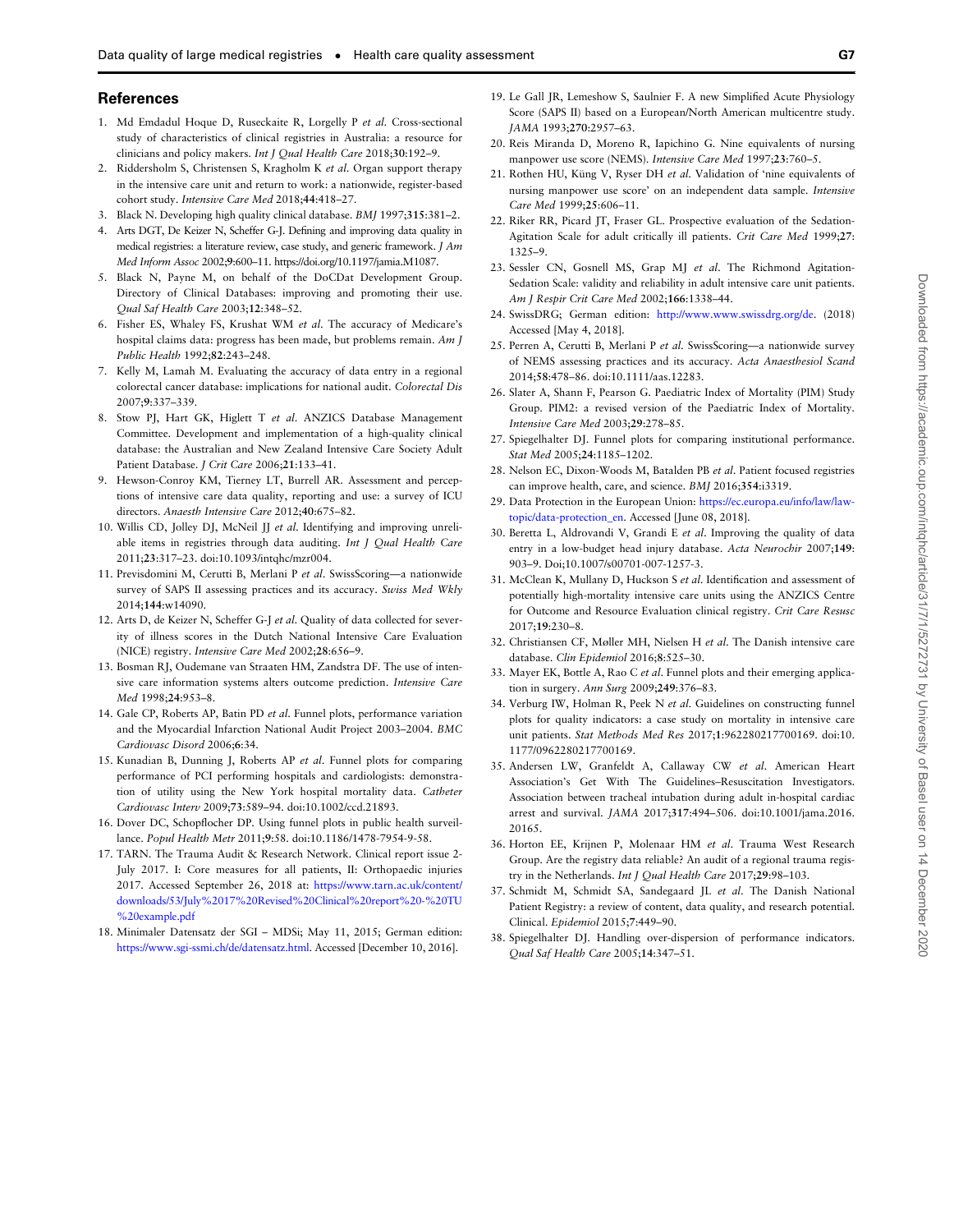## References

1. Md Emdadul Hoque D, Ruseckaite R, Lorgelly P *et al.* Cross-sectional study of characteristics of clinical registries in Australia: a resource for clinicians and policy makers. *Int J Qual Health Care* 2018;**30**:192–9.
2. Riddersholm S, Christensen S, Kragholm K *et al.* Organ support therapy in the intensive care unit and return to work: a nationwide, register-based cohort study. *Intensive Care Med* 2018;**44**:418–27.
3. Black N. Developing high quality clinical database. *BMJ* 1997;**315**:381–2.
4. Arts DGT, De Keizer N, Scheffer G-J. Defining and improving data quality in medical registries: a literature review, case study, and generic framework. *J Am Med Inform Assoc* 2002;**9**:600–11. https://doi.org/10.1197/jamia.M1087.
5. Black N, Payne M, on behalf of the DoCDat Development Group. Directory of Clinical Databases: improving and promoting their use. *Qual Saf Health Care* 2003;**12**:348–52.
6. Fisher ES, Whaley FS, Krushat WM *et al.* The accuracy of Medicare's hospital claims data: progress has been made, but problems remain. *Am J Public Health* 1992;**82**:243–248.
7. Kelly M, Lamah M. Evaluating the accuracy of data entry in a regional colorectal cancer database: implications for national audit. *Colorectal Dis* 2007;**9**:337–339.
8. Stow PJ, Hart GK, Higlett T *et al.* ANZICS Database Management Committee. Development and implementation of a high-quality clinical database: the Australian and New Zealand Intensive Care Society Adult Patient Database. *J Crit Care* 2006;**21**:133–41.
9. Hewson-Conroy KM, Tierney LT, Burrell AR. Assessment and perceptions of intensive care data quality, reporting and use: a survey of ICU directors. *Anaesth Intensive Care* 2012;**40**:675–82.
10. Willis CD, Jolley DJ, McNeil JJ *et al.* Identifying and improving unreliable items in registries through data auditing. *Int J Qual Health Care* 2011;**23**:317–23. doi:10.1093/intqhc/mzr004.
11. Previsdomini M, Cerutti B, Merlani P *et al.* SwissScoring—a nationwide survey of SAPS II assessing practices and its accuracy. *Swiss Med Wkly* 2014;**144**:w14090.
12. Arts D, de Keizer N, Scheffer G-J *et al.* Quality of data collected for severity of illness scores in the Dutch National Intensive Care Evaluation (NICE) registry. *Intensive Care Med* 2002;**28**:656–9.
13. Bosman RJ, Oudemane van Straaten HM, Zandstra DF. The use of intensive care information systems alters outcome prediction. *Intensive Care Med* 1998;**24**:953–8.
14. Gale CP, Roberts AP, Batin PD *et al.* Funnel plots, performance variation and the Myocardial Infarction National Audit Project 2003–2004. *BMC Cardiovasc Disord* 2006;**6**:34.
15. Kunadian B, Dunning J, Roberts AP *et al.* Funnel plots for comparing performance of PCI performing hospitals and cardiologists: demonstration of utility using the New York hospital mortality data. *Catheter Cardiovasc Interv* 2009;**73**:589–94. doi:10.1002/ccd.21893.
16. Dover DC, Schopflocher DP. Using funnel plots in public health surveillance. *Popul Health Metr* 2011;**9**:58. doi:10.1186/1478-7954-9-58.
17. TARN. The Trauma Audit & Research Network. Clinical report issue 2-July 2017. I: Core measures for all patients, II: Orthopaedic injuries 2017. Accessed September 26, 2018 at: https://www.tarn.ac.uk/content/downloads/53/July%2017%20Revised%20Clinical%20report%20-%20TU%20example.pdf
18. Minimaler Datensatz der SGI – MDSi; May 11, 2015; German edition: https://www.sgi-ssmi.ch/de/datensatz.html. Accessed [December 10, 2016].
19. Le Gall JR, Lemeshow S, Saulnier F. A new Simplified Acute Physiology Score (SAPS II) based on a European/North American multicentre study. *JAMA* 1993;**270**:2957–63.
20. Reis Miranda D, Moreno R, Iapichino G. Nine equivalents of nursing manpower use score (NEMS). *Intensive Care Med* 1997;**23**:760–5.
21. Rothen HU, Küng V, Ryser DH *et al.* Validation of 'nine equivalents of nursing manpower use score' on an independent data sample. *Intensive Care Med* 1999;**25**:606–11.
22. Riker RR, Picard JT, Fraser GL. Prospective evaluation of the Sedation-Agitation Scale for adult critically ill patients. *Crit Care Med* 1999;**27**: 1325–9.
23. Sessler CN, Gosnell MS, Grap MJ *et al.* The Richmond Agitation-Sedation Scale: validity and reliability in adult intensive care unit patients. *Am J Respir Crit Care Med* 2002;**166**:1338–44.
24. SwissDRG; German edition: http://www.www.swissdrg.org/de. (2018) Accessed [May 4, 2018].
25. Perren A, Cerutti B, Merlani P *et al.* SwissScoring—a nationwide survey of NEMS assessing practices and its accuracy. *Acta Anaesthesiol Scand* 2014;**58**:478–86. doi:10.1111/aas.12283.
26. Slater A, Shann F, Pearson G. Paediatric Index of Mortality (PIM) Study Group. PIM2: a revised version of the Paediatric Index of Mortality. *Intensive Care Med* 2003;**29**:278–85.
27. Spiegelhalter DJ. Funnel plots for comparing institutional performance. *Stat Med* 2005;**24**:1185–1202.
28. Nelson EC, Dixon-Woods M, Batalden PB *et al.* Patient focused registries can improve health, care, and science. *BMJ* 2016;**354**:i3319.
29. Data Protection in the European Union: https://ec.europa.eu/info/law/law-topic/data-protection_en. Accessed [June 08, 2018].
30. Beretta L, Aldrovandi V, Grandi E *et al.* Improving the quality of data entry in a low-budget head injury database. *Acta Neurochir* 2007;**149**: 903–9. Doi;10.1007/s00701-007-1257-3.
31. McClean K, Mullany D, Huckson S *et al.* Identification and assessment of potentially high-mortality intensive care units using the ANZICS Centre for Outcome and Resource Evaluation clinical registry. *Crit Care Resusc* 2017;**19**:230–8.
32. Christiansen CF, Møller MH, Nielsen H *et al.* The Danish intensive care database. *Clin Epidemiol* 2016;**8**:525–30.
33. Mayer EK, Bottle A, Rao C *et al.* Funnel plots and their emerging application in surgery. *Ann Surg* 2009;**249**:376–83.
34. Verburg IW, Holman R, Peek N *et al.* Guidelines on constructing funnel plots for quality indicators: a case study on mortality in intensive care unit patients. *Stat Methods Med Res* 2017;**1**:962280217700169. doi:10.1177/0962280217700169.
35. Andersen LW, Granfeldt A, Callaway CW *et al.* American Heart Association's Get With The Guidelines–Resuscitation Investigators. Association between tracheal intubation during adult in-hospital cardiac arrest and survival. *JAMA* 2017;**317**:494–506. doi:10.1001/jama.2016.20165.
36. Horton EE, Krijnen P, Molenaar HM *et al.* Trauma West Research Group. Are the registry data reliable? An audit of a regional trauma registry in the Netherlands. *Int J Qual Health Care* 2017;**29**:98–103.
37. Schmidt M, Schmidt SA, Sandegaard JL *et al.* The Danish National Patient Registry: a review of content, data quality, and research potential. Clinical. *Epidemiol* 2015;**7**:449–90.
38. Spiegelhalter DJ. Handling over-dispersion of performance indicators. *Qual Saf Health Care* 2005;**14**:347–51.